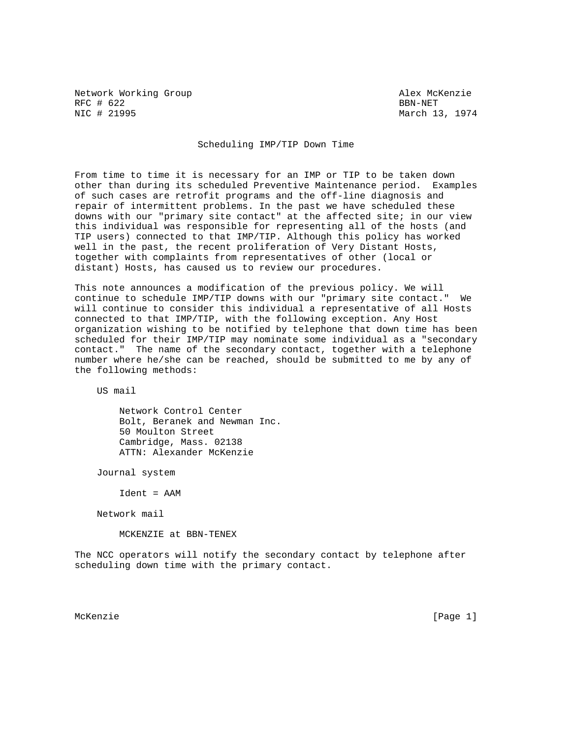Network Working Group Alex McKenzie
RFC # 622 BBN-NET
NIC # 21995 March 13, 1974

# Scheduling IMP/TIP Down Time

From time to time it is necessary for an IMP or TIP to be taken down other than during its scheduled Preventive Maintenance period. Examples of such cases are retrofit programs and the off-line diagnosis and repair of intermittent problems. In the past we have scheduled these downs with our "primary site contact" at the affected site; in our view this individual was responsible for representing all of the hosts (and TIP users) connected to that IMP/TIP. Although this policy has worked well in the past, the recent proliferation of Very Distant Hosts, together with complaints from representatives of other (local or distant) Hosts, has caused us to review our procedures.

This note announces a modification of the previous policy. We will continue to schedule IMP/TIP downs with our "primary site contact." We will continue to consider this individual a representative of all Hosts connected to that IMP/TIP, with the following exception. Any Host organization wishing to be notified by telephone that down time has been scheduled for their IMP/TIP may nominate some individual as a "secondary contact." The name of the secondary contact, together with a telephone number where he/she can be reached, should be submitted to me by any of the following methods:

US mail

Network Control Center
Bolt, Beranek and Newman Inc.
50 Moulton Street
Cambridge, Mass. 02138
ATTN: Alexander McKenzie

Journal system

Ident = AAM

Network mail

MCKENZIE at BBN-TENEX

The NCC operators will notify the secondary contact by telephone after scheduling down time with the primary contact.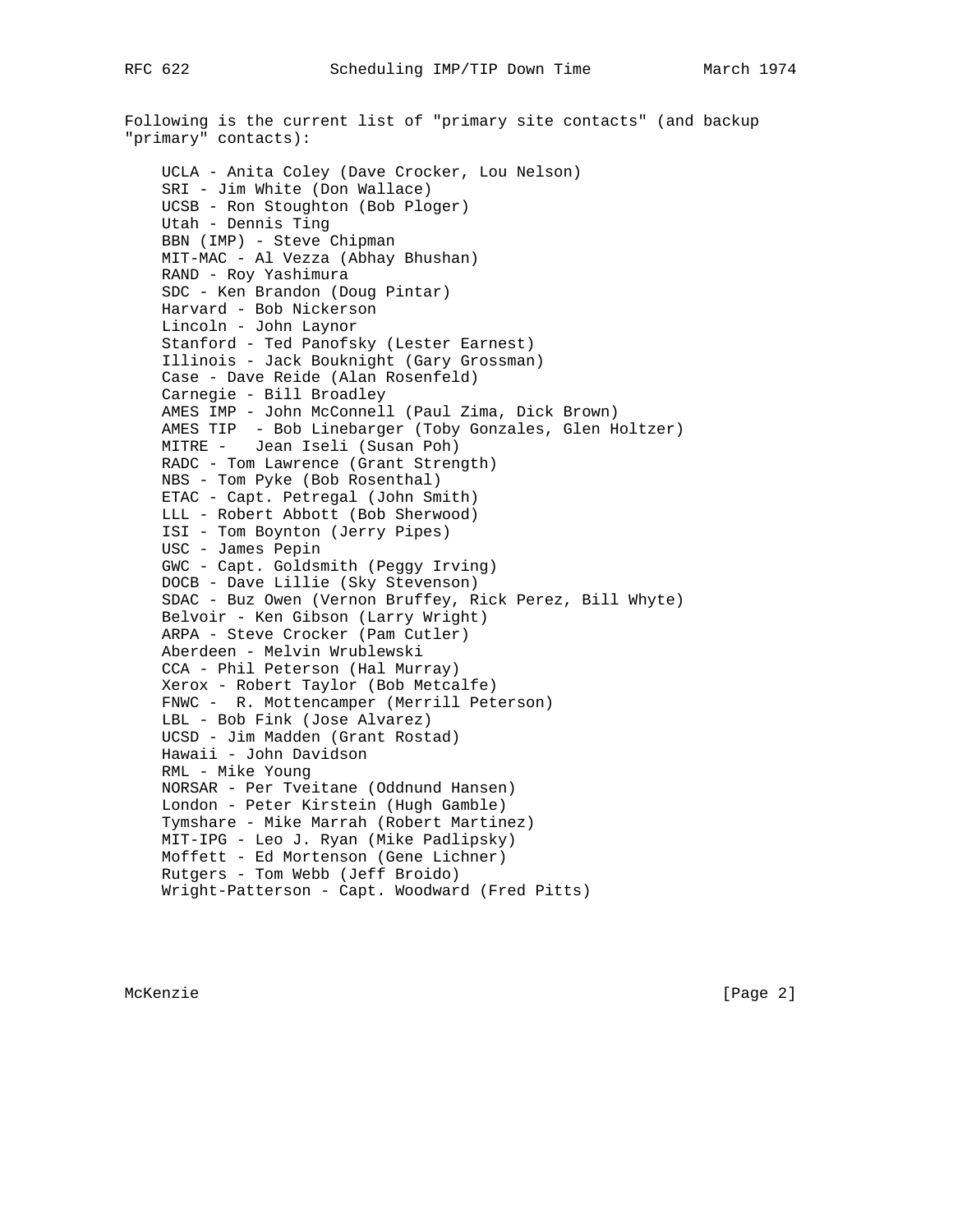Following is the current list of "primary site contacts" (and backup "primary" contacts):

UCLA - Anita Coley (Dave Crocker, Lou Nelson)
SRI - Jim White (Don Wallace)
UCSB - Ron Stoughton (Bob Ploger)
Utah - Dennis Ting
BBN (IMP) - Steve Chipman
MIT-MAC - Al Vezza (Abhay Bhushan)
RAND - Roy Yashimura
SDC - Ken Brandon (Doug Pintar)
Harvard - Bob Nickerson
Lincoln - John Laynor
Stanford - Ted Panofsky (Lester Earnest)
Illinois - Jack Bouknight (Gary Grossman)
Case - Dave Reide (Alan Rosenfeld)
Carnegie - Bill Broadley
AMES IMP - John McConnell (Paul Zima, Dick Brown)
AMES TIP - Bob Linebarger (Toby Gonzales, Glen Holtzer)
MITRE - Jean Iseli (Susan Poh)
RADC - Tom Lawrence (Grant Strength)
NBS - Tom Pyke (Bob Rosenthal)
ETAC - Capt. Petregal (John Smith)
LLL - Robert Abbott (Bob Sherwood)
ISI - Tom Boynton (Jerry Pipes)
USC - James Pepin
GWC - Capt. Goldsmith (Peggy Irving)
DOCB - Dave Lillie (Sky Stevenson)
SDAC - Buz Owen (Vernon Bruffey, Rick Perez, Bill Whyte)
Belvoir - Ken Gibson (Larry Wright)
ARPA - Steve Crocker (Pam Cutler)
Aberdeen - Melvin Wrublewski
CCA - Phil Peterson (Hal Murray)
Xerox - Robert Taylor (Bob Metcalfe)
FNWC - R. Mottencamper (Merrill Peterson)
LBL - Bob Fink (Jose Alvarez)
UCSD - Jim Madden (Grant Rostad)
Hawaii - John Davidson
RML - Mike Young
NORSAR - Per Tveitane (Oddnund Hansen)
London - Peter Kirstein (Hugh Gamble)
Tymshare - Mike Marrah (Robert Martinez)
MIT-IPG - Leo J. Ryan (Mike Padlipsky)
Moffett - Ed Mortenson (Gene Lichner)
Rutgers - Tom Webb (Jeff Broido)
Wright-Patterson - Capt. Woodward (Fred Pitts)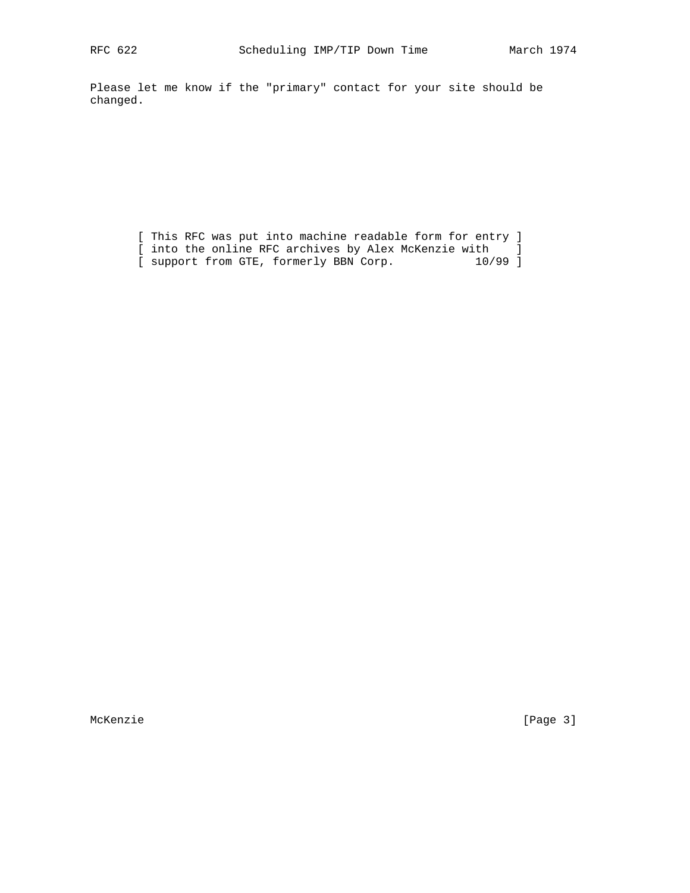Please let me know if the "primary" contact for your site should be changed.

```
[ This RFC was put into machine readable form for entry ]
[ into the online RFC archives by Alex McKenzie with    ]
[ support from GTE, formerly BBN Corp.            10/99 ]
```